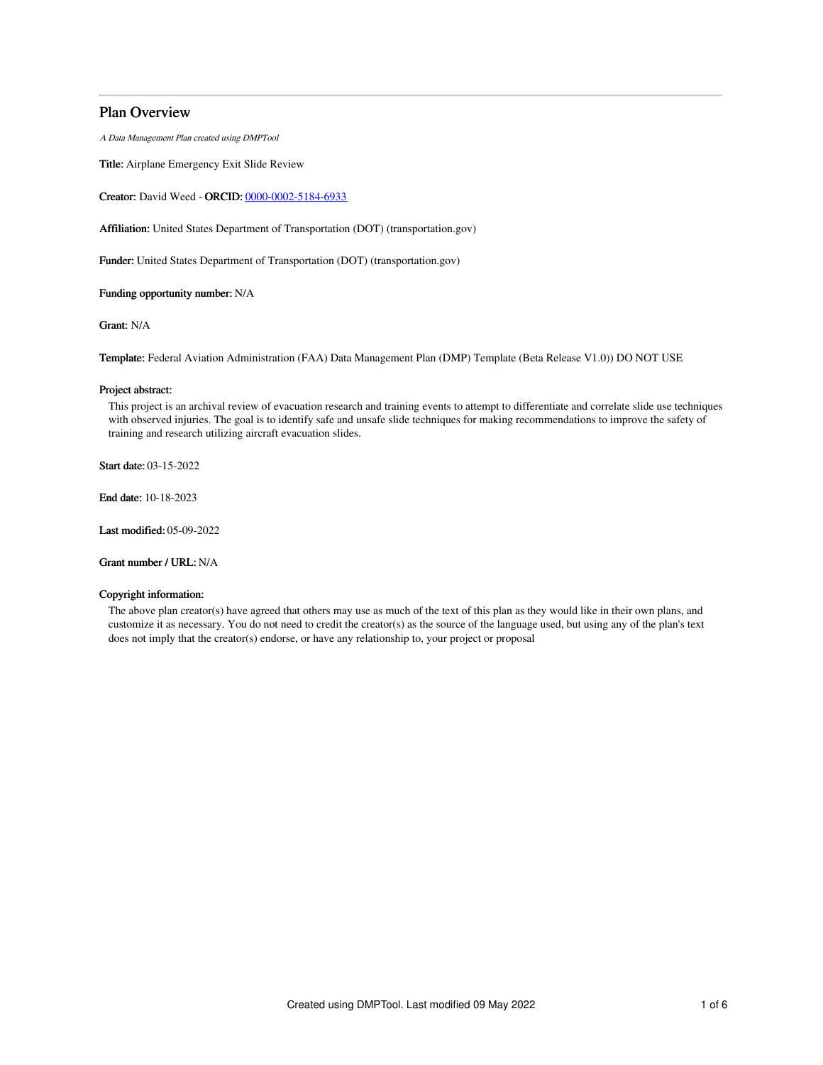## Plan Overview

*A Data Management Plan created using DMPTool*

**Title:** Airplane Emergency Exit Slide Review

**Creator:** David Weed - **ORCID:** [0000-0002-5184-6933](https://orcid.org/0000-0002-5184-6933)

**Affiliation:** United States Department of Transportation (DOT) (transportation.gov)

**Funder:** United States Department of Transportation (DOT) (transportation.gov)

**Funding opportunity number:** N/A

**Grant:** N/A

**Template:** Federal Aviation Administration (FAA) Data Management Plan (DMP) Template (Beta Release V1.0)) DO NOT USE

**Project abstract:**

This project is an archival review of evacuation research and training events to attempt to differentiate and correlate slide use techniques with observed injuries. The goal is to identify safe and unsafe slide techniques for making recommendations to improve the safety of training and research utilizing aircraft evacuation slides.

**Start date:** 03-15-2022

**End date:** 10-18-2023

**Last modified:** 05-09-2022

**Grant number / URL:** N/A

**Copyright information:**

The above plan creator(s) have agreed that others may use as much of the text of this plan as they would like in their own plans, and customize it as necessary. You do not need to credit the creator(s) as the source of the language used, but using any of the plan's text does not imply that the creator(s) endorse, or have any relationship to, your project or proposal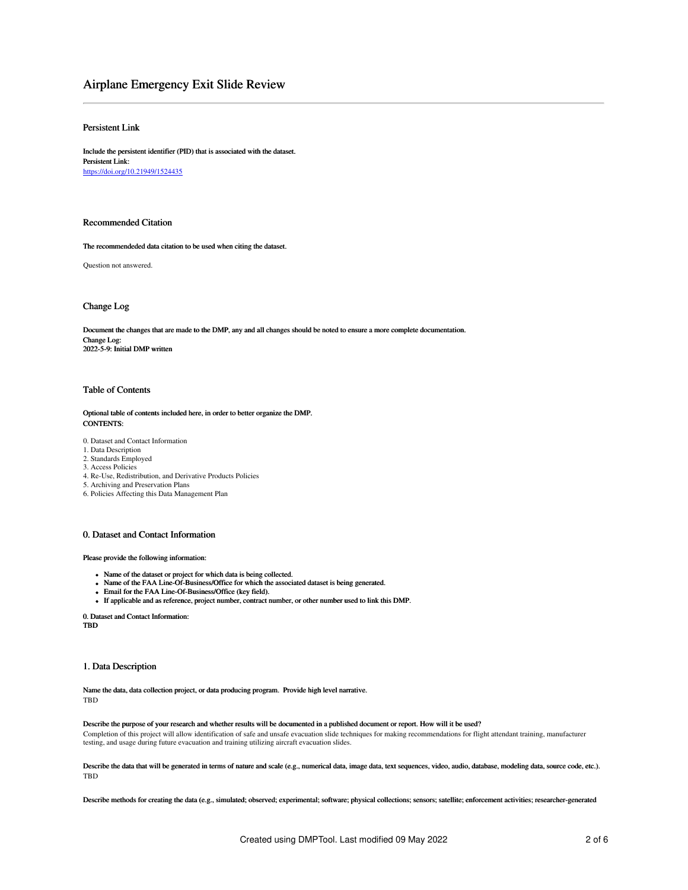# Airplane Emergency Exit Slide Review

## Persistent Link

**Include the persistent identifier (PID) that is associated with the dataset.**
**Persistent Link:**
https://doi.org/10.21949/1524435

## Recommended Citation

**The recommendeded data citation to be used when citing the dataset.**

Question not answered.

## Change Log

**Document the changes that are made to the DMP, any and all changes should be noted to ensure a more complete documentation.**
**Change Log:**
**2022-5-9: Initial DMP written**

## Table of Contents

**Optional table of contents included here, in order to better organize the DMP.**
**CONTENTS:**

0. Dataset and Contact Information
1. Data Description
2. Standards Employed
3. Access Policies
4. Re-Use, Redistribution, and Derivative Products Policies
5. Archiving and Preservation Plans
6. Policies Affecting this Data Management Plan

## 0. Dataset and Contact Information

**Please provide the following information:**

- **Name of the dataset or project for which data is being collected.**
- **Name of the FAA Line-Of-Business/Office for which the associated dataset is being generated.**
- **Email for the FAA Line-Of-Business/Office (key field).**
- **If applicable and as reference, project number, contract number, or other number used to link this DMP.**

**0. Dataset and Contact Information:**
**TBD**

## 1. Data Description

**Name the data, data collection project, or data producing program. Provide high level narrative.**
TBD

**Describe the purpose of your research and whether results will be documented in a published document or report. How will it be used?**
Completion of this project will allow identification of safe and unsafe evacuation slide techniques for making recommendations for flight attendant training, manufacturer testing, and usage during future evacuation and training utilizing aircraft evacuation slides.

**Describe the data that will be generated in terms of nature and scale (e.g., numerical data, image data, text sequences, video, audio, database, modeling data, source code, etc.).**
TBD

**Describe methods for creating the data (e.g., simulated; observed; experimental; software; physical collections; sensors; satellite; enforcement activities; researcher-generated**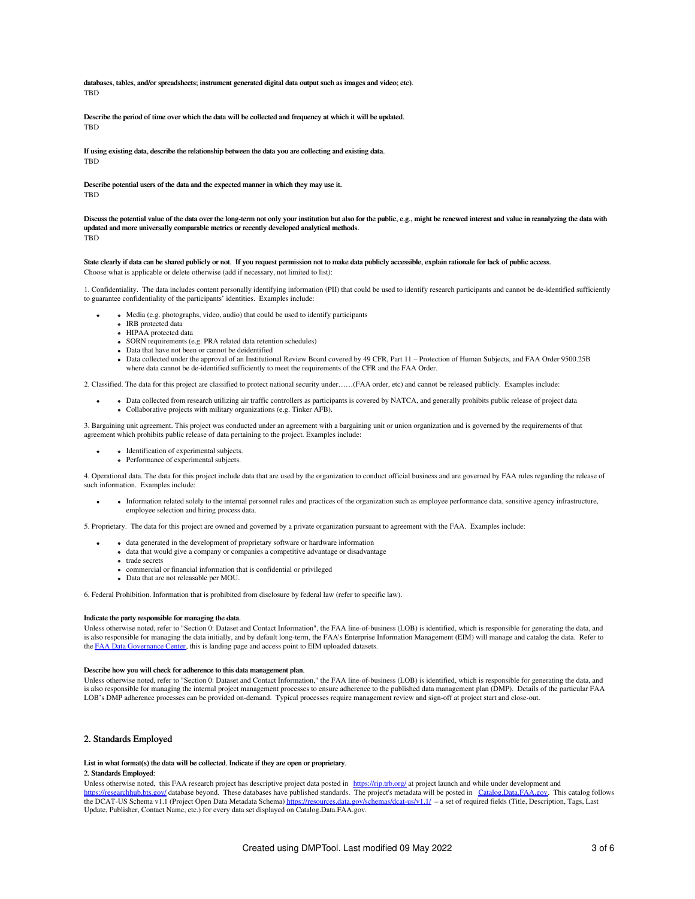**databases, tables, and/or spreadsheets; instrument generated digital data output such as images and video; etc).**
TBD

**Describe the period of time over which the data will be collected and frequency at which it will be updated.**
TBD

**If using existing data, describe the relationship between the data you are collecting and existing data.**
TBD

**Describe potential users of the data and the expected manner in which they may use it.**
TBD

**Discuss the potential value of the data over the long-term not only your institution but also for the public, e.g., might be renewed interest and value in reanalyzing the data with updated and more universally comparable metrics or recently developed analytical methods.**
TBD

**State clearly if data can be shared publicly or not.  If you request permission not to make data publicly accessible, explain rationale for lack of public access.**
Choose what is applicable or delete otherwise (add if necessary, not limited to list):

1. Confidentiality.  The data includes content personally identifying information (PII) that could be used to identify research participants and cannot be de-identified sufficiently to guarantee confidentiality of the participants' identities.  Examples include:

- Media (e.g. photographs, video, audio) that could be used to identify participants
- IRB protected data
- HIPAA protected data
- SORN requirements (e.g. PRA related data retention schedules)
- Data that have not been or cannot be deidentified
- Data collected under the approval of an Institutional Review Board covered by 49 CFR, Part 11 – Protection of Human Subjects, and FAA Order 9500.25B where data cannot be de-identified sufficiently to meet the requirements of the CFR and the FAA Order.

2. Classified. The data for this project are classified to protect national security under……(FAA order, etc) and cannot be released publicly.  Examples include:

- Data collected from research utilizing air traffic controllers as participants is covered by NATCA, and generally prohibits public release of project data
- Collaborative projects with military organizations (e.g. Tinker AFB).

3. Bargaining unit agreement. This project was conducted under an agreement with a bargaining unit or union organization and is governed by the requirements of that agreement which prohibits public release of data pertaining to the project. Examples include:

- Identification of experimental subjects.
- Performance of experimental subjects.

4. Operational data. The data for this project include data that are used by the organization to conduct official business and are governed by FAA rules regarding the release of such information.  Examples include:

- Information related solely to the internal personnel rules and practices of the organization such as employee performance data, sensitive agency infrastructure, employee selection and hiring process data.

5. Proprietary.  The data for this project are owned and governed by a private organization pursuant to agreement with the FAA.  Examples include:

- data generated in the development of proprietary software or hardware information
- data that would give a company or companies a competitive advantage or disadvantage
- trade secrets
- commercial or financial information that is confidential or privileged
- Data that are not releasable per MOU.

6. Federal Prohibition. Information that is prohibited from disclosure by federal law (refer to specific law).

**Indicate the party responsible for managing the data.**
Unless otherwise noted, refer to "Section 0: Dataset and Contact Information", the FAA line-of-business (LOB) is identified, which is responsible for generating the data, and is also responsible for managing the data initially, and by default long-term, the FAA's Enterprise Information Management (EIM) will manage and catalog the data.  Refer to the FAA Data Governance Center, this is landing page and access point to EIM uploaded datasets.

**Describe how you will check for adherence to this data management plan.**
Unless otherwise noted, refer to "Section 0: Dataset and Contact Information," the FAA line-of-business (LOB) is identified, which is responsible for generating the data, and is also responsible for managing the internal project management processes to ensure adherence to the published data management plan (DMP).  Details of the particular FAA LOB's DMP adherence processes can be provided on-demand.  Typical processes require management review and sign-off at project start and close-out.

## 2. Standards Employed

**List in what format(s) the data will be collected. Indicate if they are open or proprietary.**

**2. Standards Employed:**

Unless otherwise noted,  this FAA research project has descriptive project data posted in  https://rip.trb.org/ at project launch and while under development and https://researchhub.bts.gov/ database beyond.  These databases have published standards.  The project's metadata will be posted in  Catalog.Data.FAA.gov.  This catalog follows the DCAT-US Schema v1.1 (Project Open Data Metadata Schema) https://resources.data.gov/schemas/dcat-us/v1.1/ – a set of required fields (Title, Description, Tags, Last Update, Publisher, Contact Name, etc.) for every data set displayed on Catalog.Data.FAA.gov.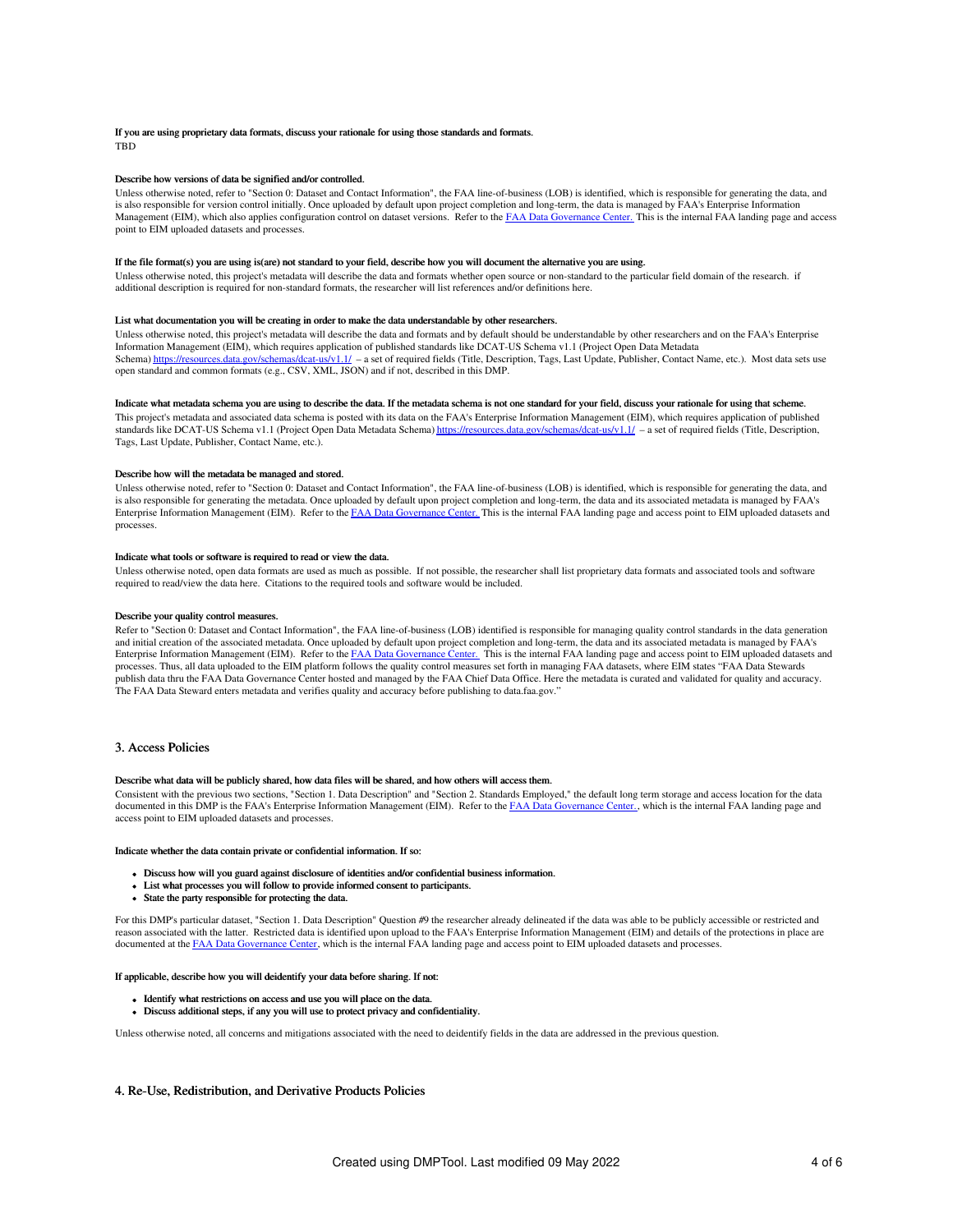**If you are using proprietary data formats, discuss your rationale for using those standards and formats.**

TBD

**Describe how versions of data be signified and/or controlled.**

Unless otherwise noted, refer to "Section 0: Dataset and Contact Information", the FAA line-of-business (LOB) is identified, which is responsible for generating the data, and is also responsible for version control initially. Once uploaded by default upon project completion and long-term, the data is managed by FAA's Enterprise Information Management (EIM), which also applies configuration control on dataset versions. Refer to the [FAA Data Governance Center.](#) This is the internal FAA landing page and access point to EIM uploaded datasets and processes.

**If the file format(s) you are using is(are) not standard to your field, describe how you will document the alternative you are using.**

Unless otherwise noted, this project's metadata will describe the data and formats whether open source or non-standard to the particular field domain of the research. if additional description is required for non-standard formats, the researcher will list references and/or definitions here.

**List what documentation you will be creating in order to make the data understandable by other researchers.**

Unless otherwise noted, this project's metadata will describe the data and formats and by default should be understandable by other researchers and on the FAA's Enterprise Information Management (EIM), which requires application of published standards like DCAT-US Schema v1.1 (Project Open Data Metadata Schema) [https://resources.data.gov/schemas/dcat-us/v1.1/](https://resources.data.gov/schemas/dcat-us/v1.1/) – a set of required fields (Title, Description, Tags, Last Update, Publisher, Contact Name, etc.). Most data sets use open standard and common formats (e.g., CSV, XML, JSON) and if not, described in this DMP.

**Indicate what metadata schema you are using to describe the data. If the metadata schema is not one standard for your field, discuss your rationale for using that scheme.**

This project's metadata and associated data schema is posted with its data on the FAA's Enterprise Information Management (EIM), which requires application of published standards like DCAT-US Schema v1.1 (Project Open Data Metadata Schema) [https://resources.data.gov/schemas/dcat-us/v1.1/](https://resources.data.gov/schemas/dcat-us/v1.1/) – a set of required fields (Title, Description, Tags, Last Update, Publisher, Contact Name, etc.).

**Describe how will the metadata be managed and stored.**

Unless otherwise noted, refer to "Section 0: Dataset and Contact Information", the FAA line-of-business (LOB) is identified, which is responsible for generating the data, and is also responsible for generating the metadata. Once uploaded by default upon project completion and long-term, the data and its associated metadata is managed by FAA's Enterprise Information Management (EIM). Refer to the [FAA Data Governance Center.](#) This is the internal FAA landing page and access point to EIM uploaded datasets and processes.

**Indicate what tools or software is required to read or view the data.**

Unless otherwise noted, open data formats are used as much as possible. If not possible, the researcher shall list proprietary data formats and associated tools and software required to read/view the data here. Citations to the required tools and software would be included.

**Describe your quality control measures.**

Refer to "Section 0: Dataset and Contact Information", the FAA line-of-business (LOB) identified is responsible for managing quality control standards in the data generation and initial creation of the associated metadata. Once uploaded by default upon project completion and long-term, the data and its associated metadata is managed by FAA's Enterprise Information Management (EIM). Refer to the [FAA Data Governance Center.](#) This is the internal FAA landing page and access point to EIM uploaded datasets and processes. Thus, all data uploaded to the EIM platform follows the quality control measures set forth in managing FAA datasets, where EIM states "FAA Data Stewards publish data thru the FAA Data Governance Center hosted and managed by the FAA Chief Data Office. Here the metadata is curated and validated for quality and accuracy. The FAA Data Steward enters metadata and verifies quality and accuracy before publishing to data.faa.gov."

## 3. Access Policies

**Describe what data will be publicly shared, how data files will be shared, and how others will access them.**

Consistent with the previous two sections, "Section 1. Data Description" and "Section 2. Standards Employed," the default long term storage and access location for the data documented in this DMP is the FAA's Enterprise Information Management (EIM). Refer to the [FAA Data Governance Center.](#), which is the internal FAA landing page and access point to EIM uploaded datasets and processes.

**Indicate whether the data contain private or confidential information. If so:**

- **Discuss how will you guard against disclosure of identities and/or confidential business information.**
- **List what processes you will follow to provide informed consent to participants.**
- **State the party responsible for protecting the data.**

For this DMP's particular dataset, "Section 1. Data Description" Question #9 the researcher already delineated if the data was able to be publicly accessible or restricted and reason associated with the latter. Restricted data is identified upon upload to the FAA's Enterprise Information Management (EIM) and details of the protections in place are documented at the [FAA Data Governance Center](#), which is the internal FAA landing page and access point to EIM uploaded datasets and processes.

**If applicable, describe how you will deidentify your data before sharing. If not:**

- **Identify what restrictions on access and use you will place on the data.**
- **Discuss additional steps, if any you will use to protect privacy and confidentiality.**

Unless otherwise noted, all concerns and mitigations associated with the need to deidentify fields in the data are addressed in the previous question.

## 4. Re-Use, Redistribution, and Derivative Products Policies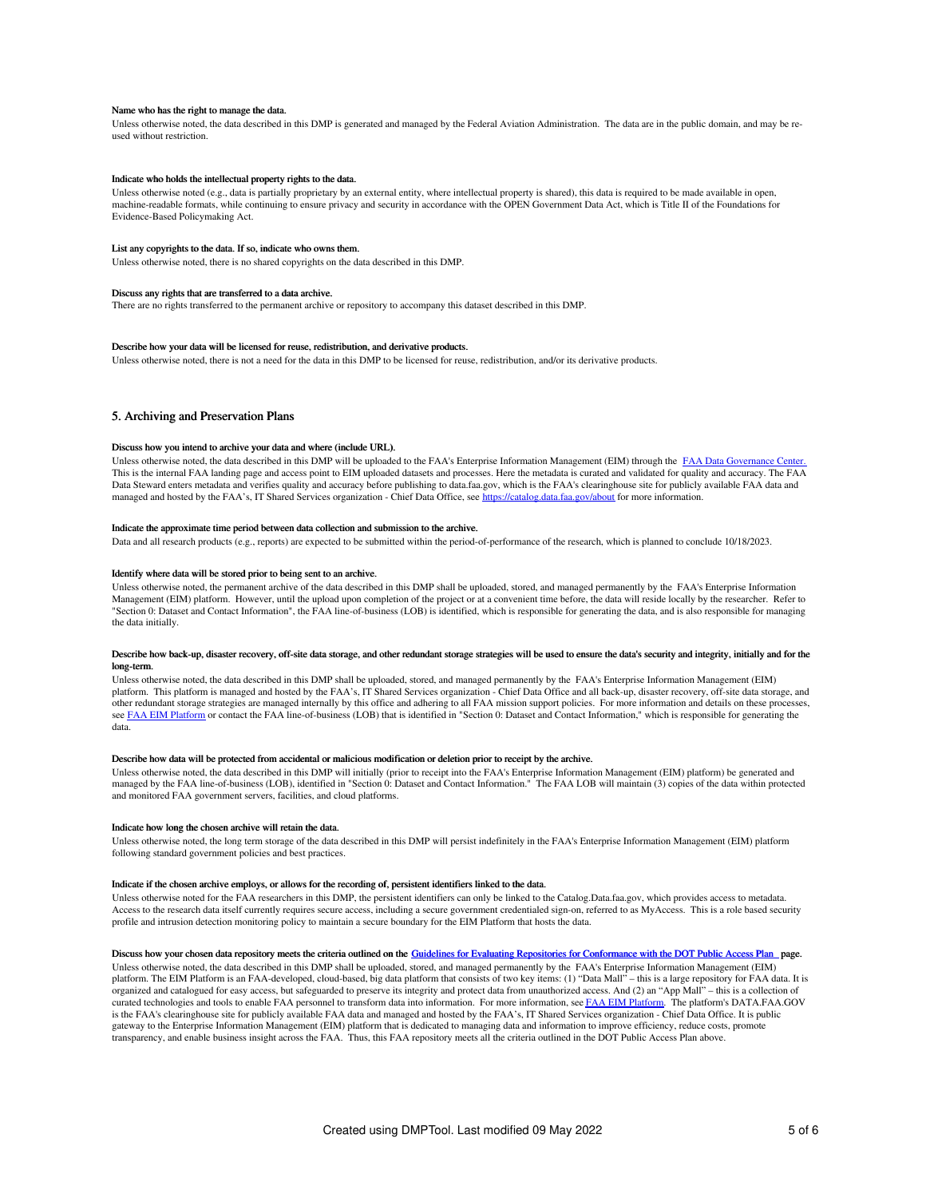#### Name who has the right to manage the data.

Unless otherwise noted, the data described in this DMP is generated and managed by the Federal Aviation Administration. The data are in the public domain, and may be re-used without restriction.

#### Indicate who holds the intellectual property rights to the data.

Unless otherwise noted (e.g., data is partially proprietary by an external entity, where intellectual property is shared), this data is required to be made available in open, machine-readable formats, while continuing to ensure privacy and security in accordance with the OPEN Government Data Act, which is Title II of the Foundations for Evidence-Based Policymaking Act.

#### List any copyrights to the data. If so, indicate who owns them.

Unless otherwise noted, there is no shared copyrights on the data described in this DMP.

#### Discuss any rights that are transferred to a data archive.

There are no rights transferred to the permanent archive or repository to accompany this dataset described in this DMP.

#### Describe how your data will be licensed for reuse, redistribution, and derivative products.

Unless otherwise noted, there is not a need for the data in this DMP to be licensed for reuse, redistribution, and/or its derivative products.

## 5. Archiving and Preservation Plans

#### Discuss how you intend to archive your data and where (include URL).

Unless otherwise noted, the data described in this DMP will be uploaded to the FAA's Enterprise Information Management (EIM) through the [FAA Data Governance Center.](#) This is the internal FAA landing page and access point to EIM uploaded datasets and processes. Here the metadata is curated and validated for quality and accuracy. The FAA Data Steward enters metadata and verifies quality and accuracy before publishing to data.faa.gov, which is the FAA's clearinghouse site for publicly available FAA data and managed and hosted by the FAA's, IT Shared Services organization - Chief Data Office, see [https://catalog.data.faa.gov/about](https://catalog.data.faa.gov/about) for more information.

#### Indicate the approximate time period between data collection and submission to the archive.

Data and all research products (e.g., reports) are expected to be submitted within the period-of-performance of the research, which is planned to conclude 10/18/2023.

#### Identify where data will be stored prior to being sent to an archive.

Unless otherwise noted, the permanent archive of the data described in this DMP shall be uploaded, stored, and managed permanently by the FAA's Enterprise Information Management (EIM) platform. However, until the upload upon completion of the project or at a convenient time before, the data will reside locally by the researcher. Refer to "Section 0: Dataset and Contact Information", the FAA line-of-business (LOB) is identified, which is responsible for generating the data, and is also responsible for managing the data initially.

#### Describe how back-up, disaster recovery, off-site data storage, and other redundant storage strategies will be used to ensure the data's security and integrity, initially and for the long-term.

Unless otherwise noted, the data described in this DMP shall be uploaded, stored, and managed permanently by the FAA's Enterprise Information Management (EIM) platform. This platform is managed and hosted by the FAA's, IT Shared Services organization - Chief Data Office and all back-up, disaster recovery, off-site data storage, and other redundant storage strategies are managed internally by this office and adhering to all FAA mission support policies. For more information and details on these processes, see [FAA EIM Platform](#) or contact the FAA line-of-business (LOB) that is identified in "Section 0: Dataset and Contact Information," which is responsible for generating the data.

#### Describe how data will be protected from accidental or malicious modification or deletion prior to receipt by the archive.

Unless otherwise noted, the data described in this DMP will initially (prior to receipt into the FAA's Enterprise Information Management (EIM) platform) be generated and managed by the FAA line-of-business (LOB), identified in "Section 0: Dataset and Contact Information." The FAA LOB will maintain (3) copies of the data within protected and monitored FAA government servers, facilities, and cloud platforms.

#### Indicate how long the chosen archive will retain the data.

Unless otherwise noted, the long term storage of the data described in this DMP will persist indefinitely in the FAA's Enterprise Information Management (EIM) platform following standard government policies and best practices.

#### Indicate if the chosen archive employs, or allows for the recording of, persistent identifiers linked to the data.

Unless otherwise noted for the FAA researchers in this DMP, the persistent identifiers can only be linked to the Catalog.Data.faa.gov, which provides access to metadata. Access to the research data itself currently requires secure access, including a secure government credentialed sign-on, referred to as MyAccess. This is a role based security profile and intrusion detection monitoring policy to maintain a secure boundary for the EIM Platform that hosts the data.

#### Discuss how your chosen data repository meets the criteria outlined on the [Guidelines for Evaluating Repositories for Conformance with the DOT Public Access Plan](#) page.

Unless otherwise noted, the data described in this DMP shall be uploaded, stored, and managed permanently by the FAA's Enterprise Information Management (EIM) platform. The EIM Platform is an FAA-developed, cloud-based, big data platform that consists of two key items: (1) "Data Mall" – this is a large repository for FAA data. It is organized and catalogued for easy access, but safeguarded to preserve its integrity and protect data from unauthorized access. And (2) an "App Mall" – this is a collection of curated technologies and tools to enable FAA personnel to transform data into information. For more information, see [FAA EIM Platform](#). The platform's DATA.FAA.GOV is the FAA's clearinghouse site for publicly available FAA data and managed and hosted by the FAA's, IT Shared Services organization - Chief Data Office. It is public gateway to the Enterprise Information Management (EIM) platform that is dedicated to managing data and information to improve efficiency, reduce costs, promote transparency, and enable business insight across the FAA. Thus, this FAA repository meets all the criteria outlined in the DOT Public Access Plan above.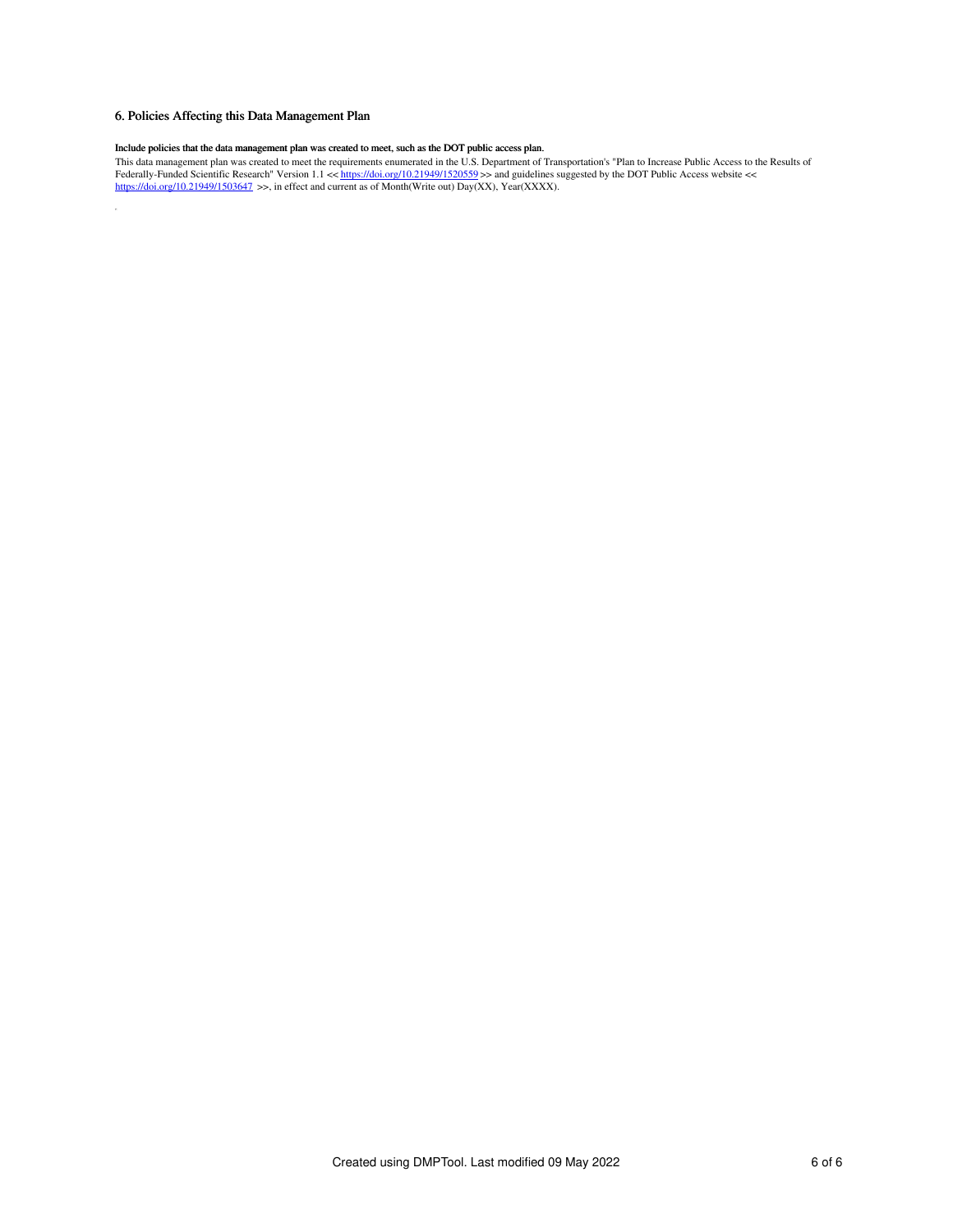## 6. Policies Affecting this Data Management Plan

**Include policies that the data management plan was created to meet, such as the DOT public access plan.**

This data management plan was created to meet the requirements enumerated in the U.S. Department of Transportation's "Plan to Increase Public Access to the Results of Federally-Funded Scientific Research" Version 1.1 << https://doi.org/10.21949/1520559 >> and guidelines suggested by the DOT Public Access website << https://doi.org/10.21949/1503647 >>, in effect and current as of Month(Write out) Day(XX), Year(XXXX).

.